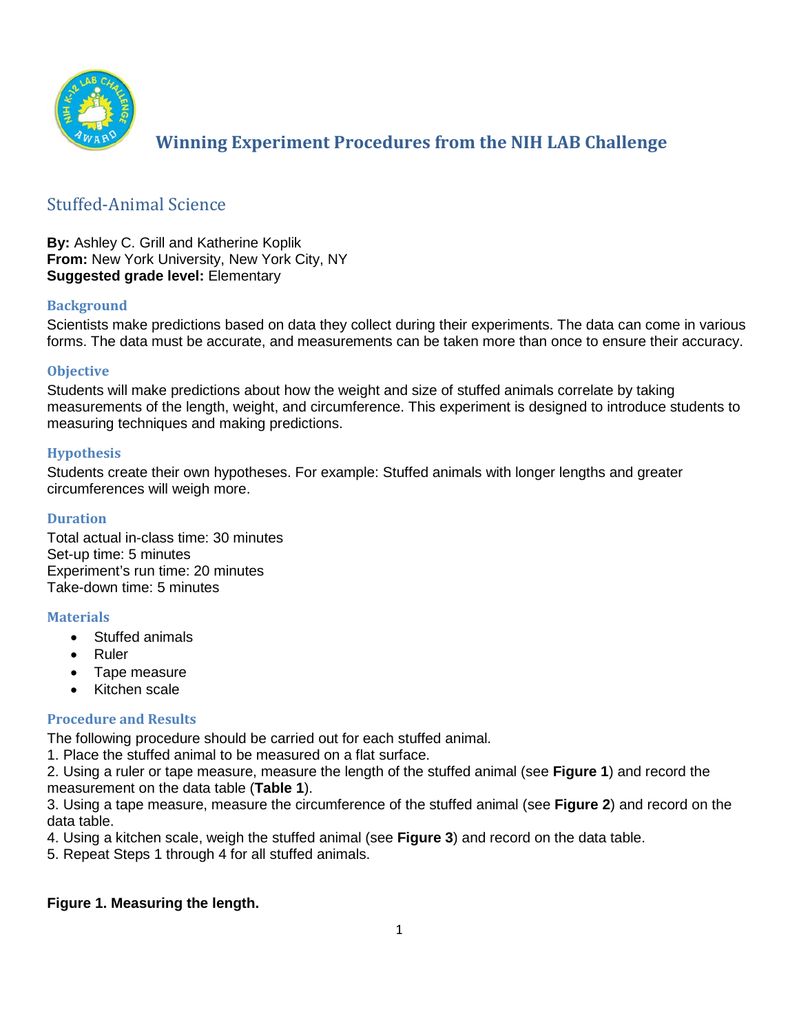# Winning Experiment Procedures from the NIH LAB Challenge

## Stuffed-Animal Science

**By:** Ashley C. Grill and Katherine Koplik
**From:** New York University, New York City, NY
**Suggested grade level:** Elementary

### Background

Scientists make predictions based on data they collect during their experiments. The data can come in various forms. The data must be accurate, and measurements can be taken more than once to ensure their accuracy.

### Objective

Students will make predictions about how the weight and size of stuffed animals correlate by taking measurements of the length, weight, and circumference. This experiment is designed to introduce students to measuring techniques and making predictions.

### Hypothesis

Students create their own hypotheses. For example: Stuffed animals with longer lengths and greater circumferences will weigh more.

### Duration

Total actual in-class time: 30 minutes
Set-up time: 5 minutes
Experiment's run time: 20 minutes
Take-down time: 5 minutes

### Materials

- Stuffed animals
- Ruler
- Tape measure
- Kitchen scale

### Procedure and Results

The following procedure should be carried out for each stuffed animal.
1. Place the stuffed animal to be measured on a flat surface.
2. Using a ruler or tape measure, measure the length of the stuffed animal (see **Figure 1**) and record the measurement on the data table (**Table 1**).
3. Using a tape measure, measure the circumference of the stuffed animal (see **Figure 2**) and record on the data table.
4. Using a kitchen scale, weigh the stuffed animal (see **Figure 3**) and record on the data table.
5. Repeat Steps 1 through 4 for all stuffed animals.

**Figure 1. Measuring the length.**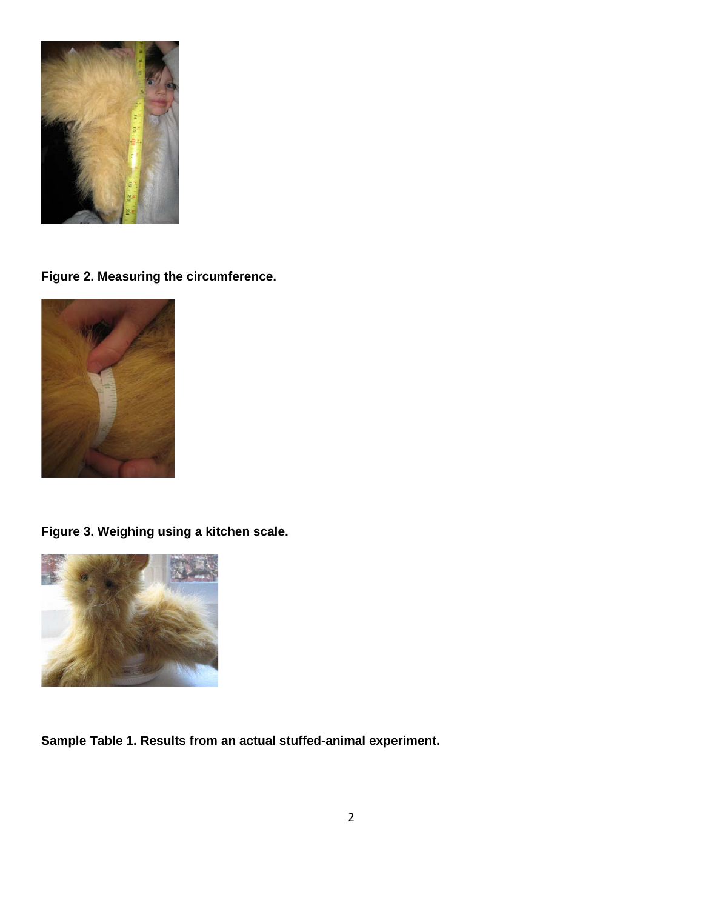**Figure 2. Measuring the circumference.**

**Figure 3. Weighing using a kitchen scale.**

**Sample Table 1. Results from an actual stuffed-animal experiment.**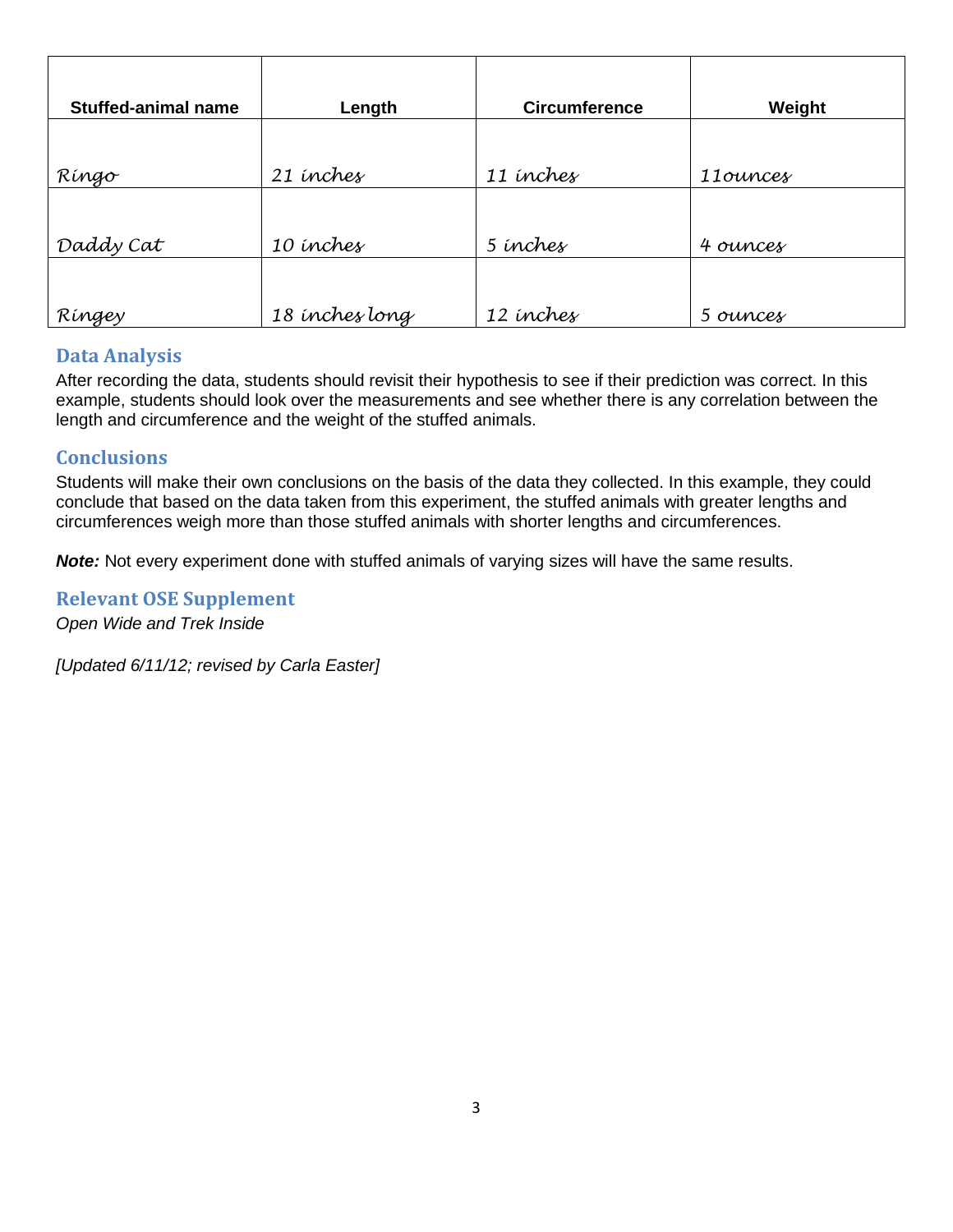| Stuffed-animal name | Length | Circumference | Weight |
|---|---|---|---|
| Ringo | 21 inches | 11 inches | 11ounces |
| Daddy Cat | 10 inches | 5 inches | 4 ounces |
| Ringey | 18 inches long | 12 inches | 5 ounces |

## Data Analysis

After recording the data, students should revisit their hypothesis to see if their prediction was correct. In this example, students should look over the measurements and see whether there is any correlation between the length and circumference and the weight of the stuffed animals.

## Conclusions

Students will make their own conclusions on the basis of the data they collected. In this example, they could conclude that based on the data taken from this experiment, the stuffed animals with greater lengths and circumferences weigh more than those stuffed animals with shorter lengths and circumferences.

***Note:*** Not every experiment done with stuffed animals of varying sizes will have the same results.

## Relevant OSE Supplement

*Open Wide and Trek Inside*

*[Updated 6/11/12; revised by Carla Easter]*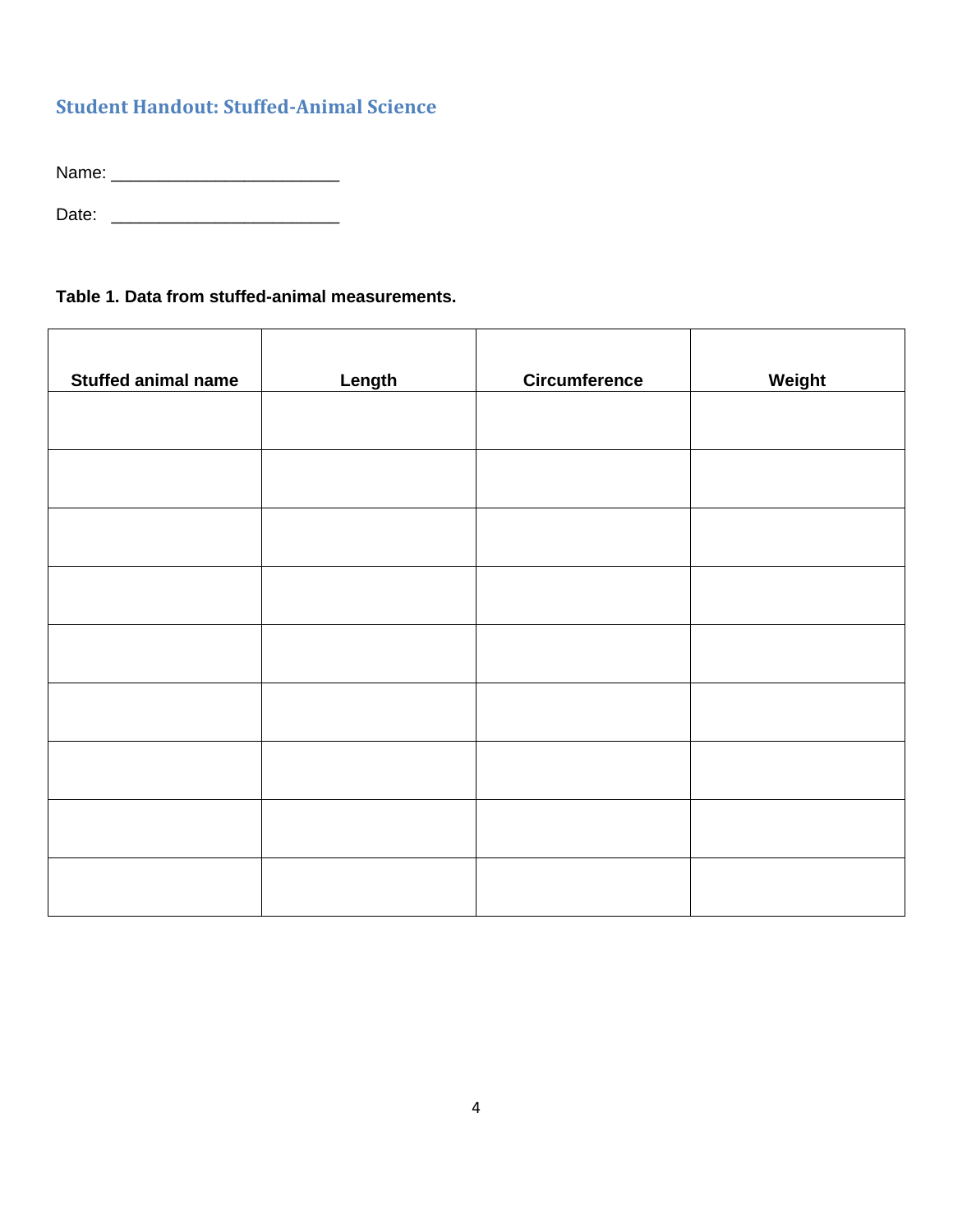## Student Handout: Stuffed-Animal Science

Name: ________________________

Date: ________________________

**Table 1. Data from stuffed-animal measurements.**

| Stuffed animal name | Length | Circumference | Weight |
|---|---|---|---|
| | | | |
| | | | |
| | | | |
| | | | |
| | | | |
| | | | |
| | | | |
| | | | |
| | | | |